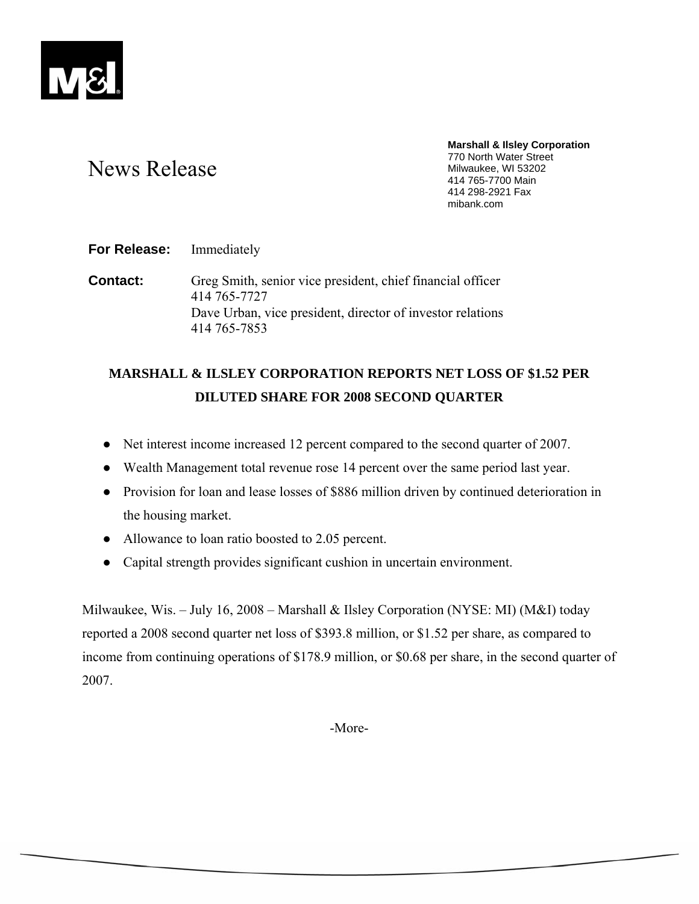M&I

# News Release

**Marshall & Ilsley Corporation**
770 North Water Street
Milwaukee, WI 53202
414 765-7700 Main
414 298-2921 Fax
mibank.com

**For Release:** Immediately

**Contact:** Greg Smith, senior vice president, chief financial officer
414 765-7727
Dave Urban, vice president, director of investor relations
414 765-7853

## MARSHALL & ILSLEY CORPORATION REPORTS NET LOSS OF $1.52 PER DILUTED SHARE FOR 2008 SECOND QUARTER

- Net interest income increased 12 percent compared to the second quarter of 2007.
- Wealth Management total revenue rose 14 percent over the same period last year.
- Provision for loan and lease losses of $886 million driven by continued deterioration in the housing market.
- Allowance to loan ratio boosted to 2.05 percent.
- Capital strength provides significant cushion in uncertain environment.

Milwaukee, Wis. – July 16, 2008 – Marshall & Ilsley Corporation (NYSE: MI) (M&I) today reported a 2008 second quarter net loss of $393.8 million, or $1.52 per share, as compared to income from continuing operations of $178.9 million, or $0.68 per share, in the second quarter of 2007.

-More-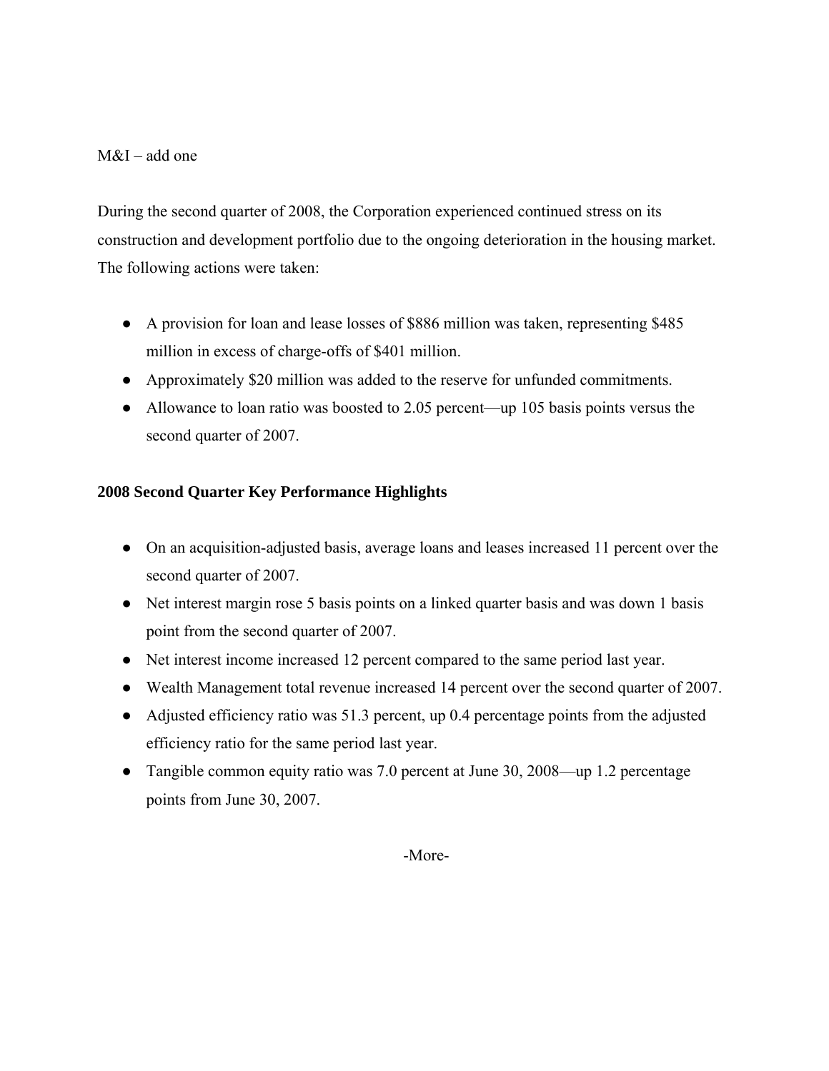M&I – add one

During the second quarter of 2008, the Corporation experienced continued stress on its construction and development portfolio due to the ongoing deterioration in the housing market. The following actions were taken:

- A provision for loan and lease losses of $886 million was taken, representing $485 million in excess of charge-offs of $401 million.
- Approximately $20 million was added to the reserve for unfunded commitments.
- Allowance to loan ratio was boosted to 2.05 percent—up 105 basis points versus the second quarter of 2007.

**2008 Second Quarter Key Performance Highlights**

- On an acquisition-adjusted basis, average loans and leases increased 11 percent over the second quarter of 2007.
- Net interest margin rose 5 basis points on a linked quarter basis and was down 1 basis point from the second quarter of 2007.
- Net interest income increased 12 percent compared to the same period last year.
- Wealth Management total revenue increased 14 percent over the second quarter of 2007.
- Adjusted efficiency ratio was 51.3 percent, up 0.4 percentage points from the adjusted efficiency ratio for the same period last year.
- Tangible common equity ratio was 7.0 percent at June 30, 2008—up 1.2 percentage points from June 30, 2007.

-More-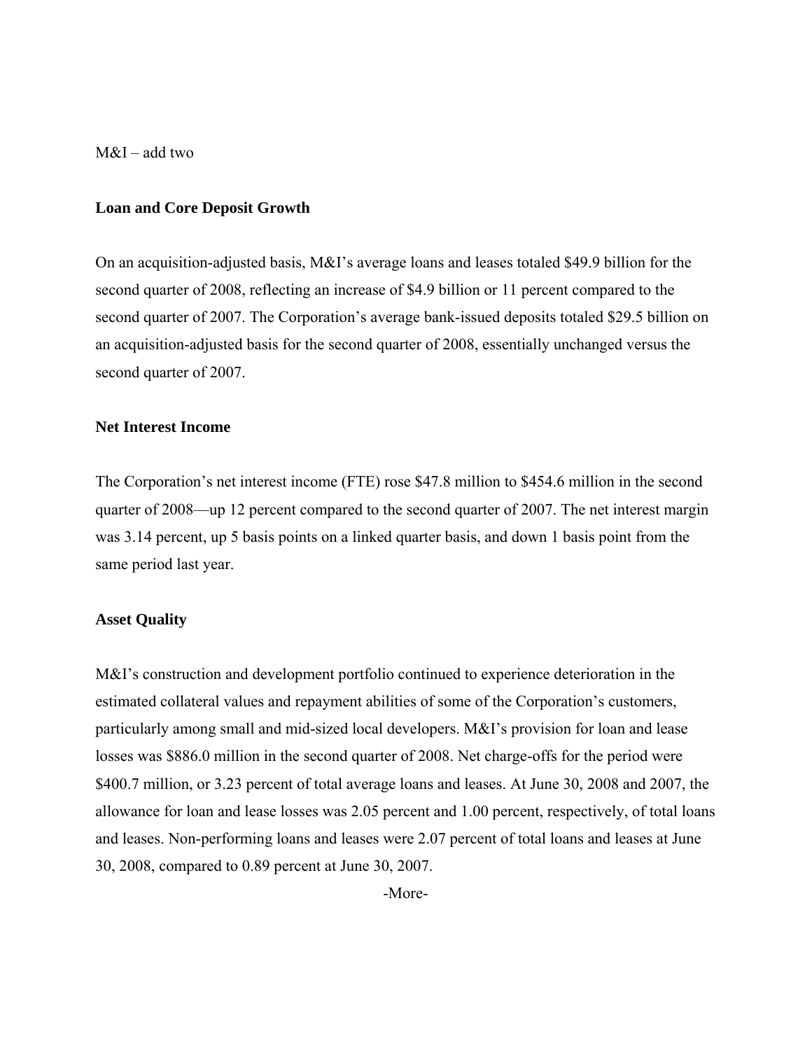M&I – add two

**Loan and Core Deposit Growth**

On an acquisition-adjusted basis, M&I's average loans and leases totaled $49.9 billion for the second quarter of 2008, reflecting an increase of $4.9 billion or 11 percent compared to the second quarter of 2007. The Corporation's average bank-issued deposits totaled $29.5 billion on an acquisition-adjusted basis for the second quarter of 2008, essentially unchanged versus the second quarter of 2007.

**Net Interest Income**

The Corporation's net interest income (FTE) rose $47.8 million to $454.6 million in the second quarter of 2008—up 12 percent compared to the second quarter of 2007. The net interest margin was 3.14 percent, up 5 basis points on a linked quarter basis, and down 1 basis point from the same period last year.

**Asset Quality**

M&I's construction and development portfolio continued to experience deterioration in the estimated collateral values and repayment abilities of some of the Corporation's customers, particularly among small and mid-sized local developers. M&I's provision for loan and lease losses was $886.0 million in the second quarter of 2008. Net charge-offs for the period were $400.7 million, or 3.23 percent of total average loans and leases. At June 30, 2008 and 2007, the allowance for loan and lease losses was 2.05 percent and 1.00 percent, respectively, of total loans and leases. Non-performing loans and leases were 2.07 percent of total loans and leases at June 30, 2008, compared to 0.89 percent at June 30, 2007.

-More-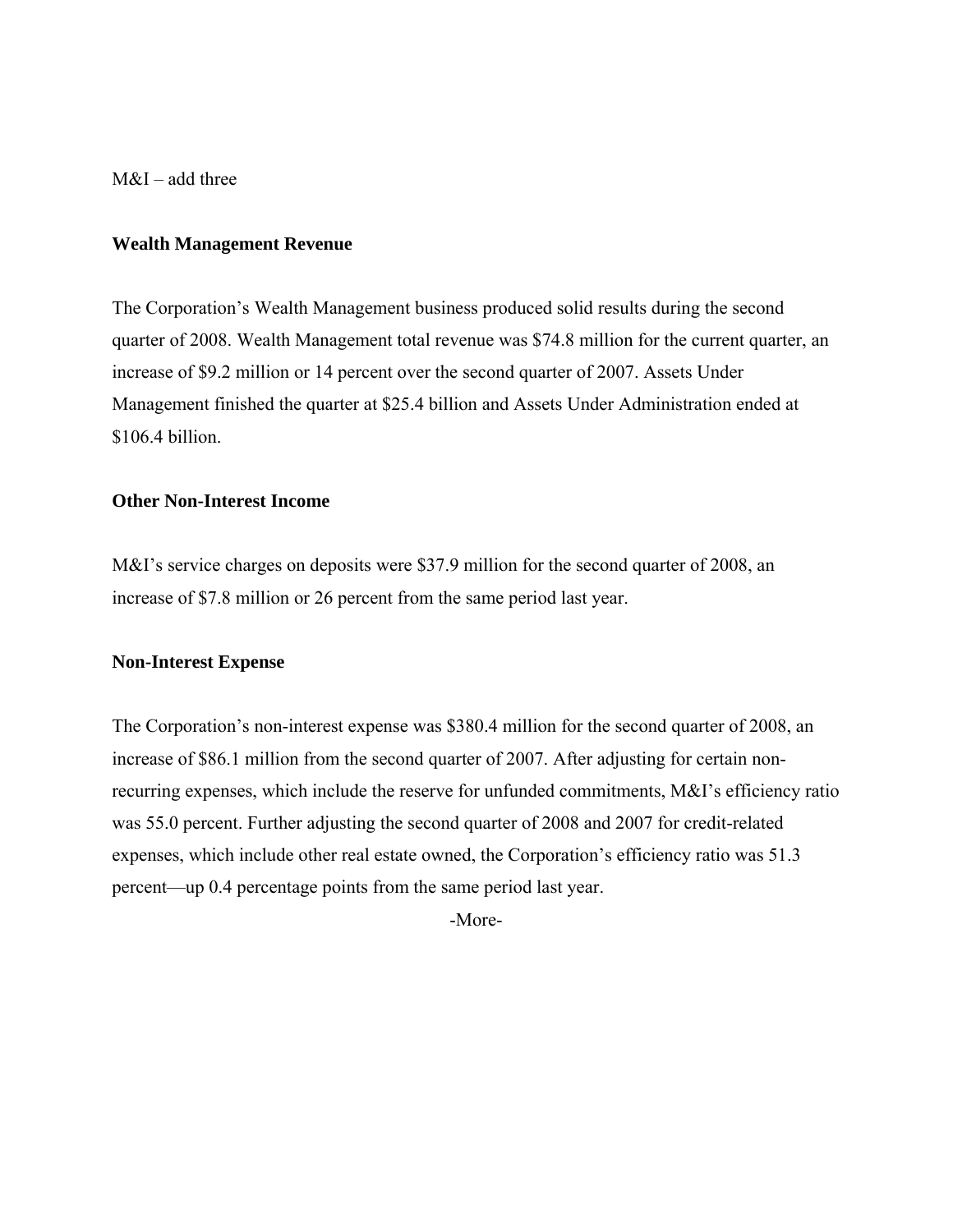M&I – add three

**Wealth Management Revenue**

The Corporation's Wealth Management business produced solid results during the second quarter of 2008. Wealth Management total revenue was $74.8 million for the current quarter, an increase of $9.2 million or 14 percent over the second quarter of 2007. Assets Under Management finished the quarter at $25.4 billion and Assets Under Administration ended at $106.4 billion.

**Other Non-Interest Income**

M&I's service charges on deposits were $37.9 million for the second quarter of 2008, an increase of $7.8 million or 26 percent from the same period last year.

**Non-Interest Expense**

The Corporation's non-interest expense was $380.4 million for the second quarter of 2008, an increase of $86.1 million from the second quarter of 2007. After adjusting for certain non-recurring expenses, which include the reserve for unfunded commitments, M&I's efficiency ratio was 55.0 percent. Further adjusting the second quarter of 2008 and 2007 for credit-related expenses, which include other real estate owned, the Corporation's efficiency ratio was 51.3 percent—up 0.4 percentage points from the same period last year.

-More-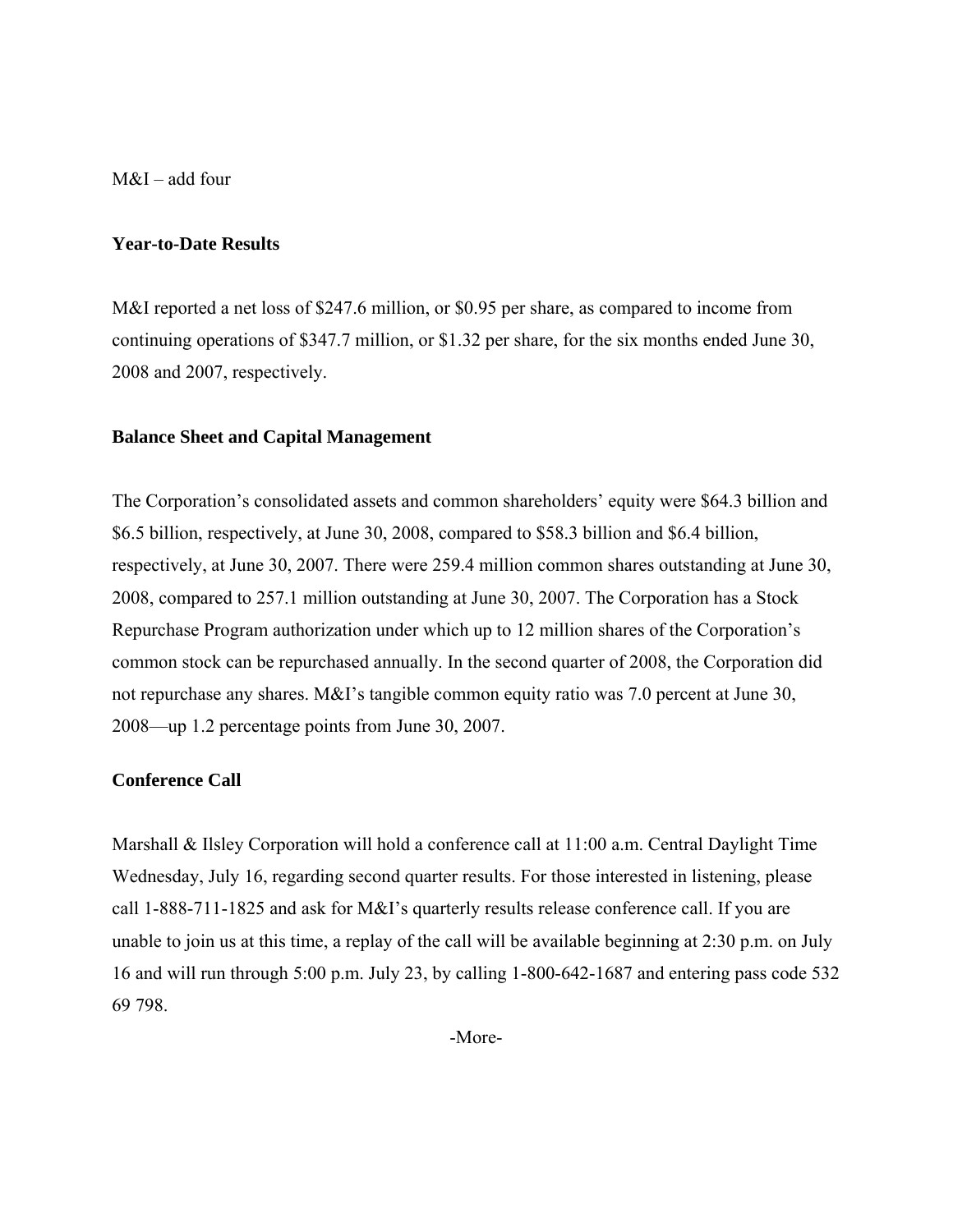M&I – add four

**Year-to-Date Results**

M&I reported a net loss of $247.6 million, or $0.95 per share, as compared to income from continuing operations of $347.7 million, or $1.32 per share, for the six months ended June 30, 2008 and 2007, respectively.

**Balance Sheet and Capital Management**

The Corporation's consolidated assets and common shareholders' equity were $64.3 billion and $6.5 billion, respectively, at June 30, 2008, compared to $58.3 billion and $6.4 billion, respectively, at June 30, 2007. There were 259.4 million common shares outstanding at June 30, 2008, compared to 257.1 million outstanding at June 30, 2007. The Corporation has a Stock Repurchase Program authorization under which up to 12 million shares of the Corporation's common stock can be repurchased annually. In the second quarter of 2008, the Corporation did not repurchase any shares. M&I's tangible common equity ratio was 7.0 percent at June 30, 2008—up 1.2 percentage points from June 30, 2007.

**Conference Call**

Marshall & Ilsley Corporation will hold a conference call at 11:00 a.m. Central Daylight Time Wednesday, July 16, regarding second quarter results. For those interested in listening, please call 1-888-711-1825 and ask for M&I's quarterly results release conference call. If you are unable to join us at this time, a replay of the call will be available beginning at 2:30 p.m. on July 16 and will run through 5:00 p.m. July 23, by calling 1-800-642-1687 and entering pass code 532 69 798.

-More-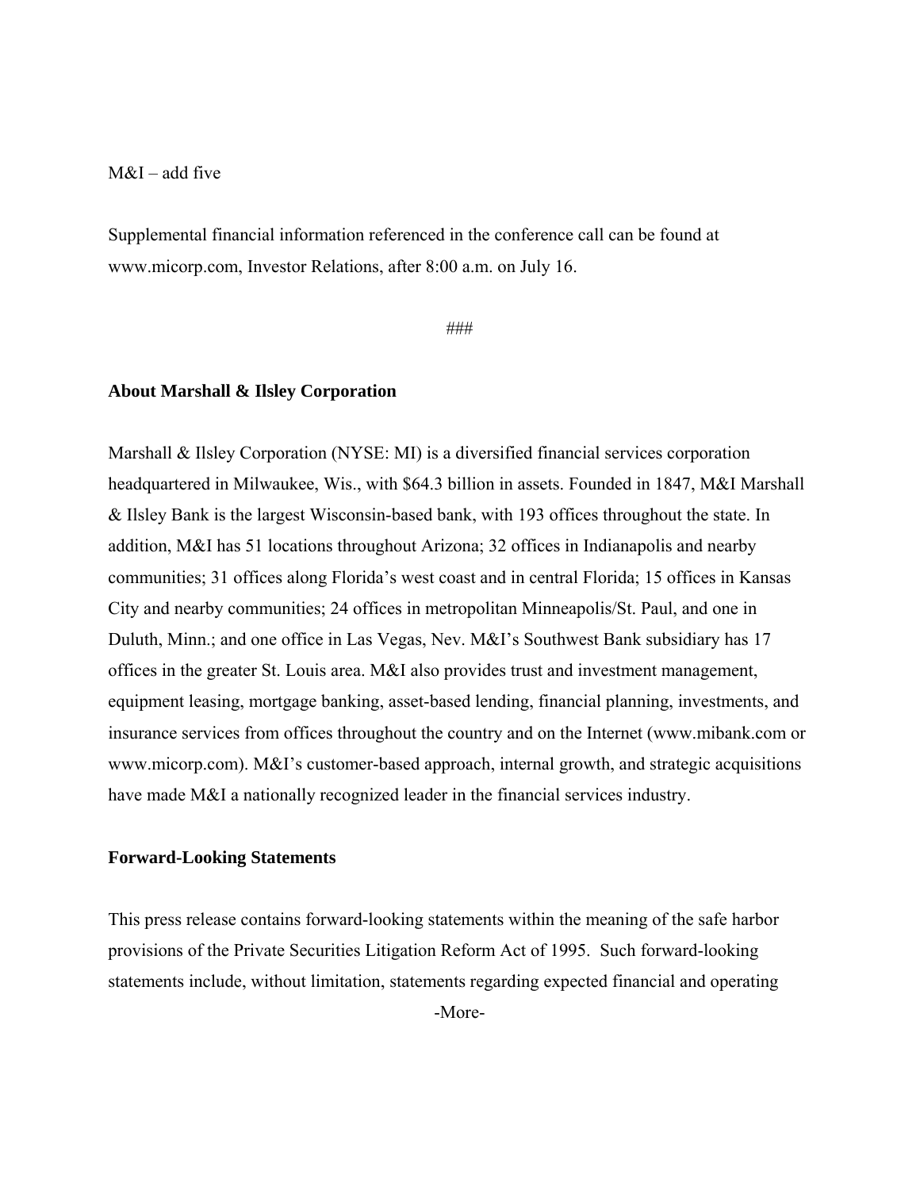M&I – add five

Supplemental financial information referenced in the conference call can be found at www.micorp.com, Investor Relations, after 8:00 a.m. on July 16.

###

**About Marshall & Ilsley Corporation**

Marshall & Ilsley Corporation (NYSE: MI) is a diversified financial services corporation headquartered in Milwaukee, Wis., with $64.3 billion in assets. Founded in 1847, M&I Marshall & Ilsley Bank is the largest Wisconsin-based bank, with 193 offices throughout the state. In addition, M&I has 51 locations throughout Arizona; 32 offices in Indianapolis and nearby communities; 31 offices along Florida's west coast and in central Florida; 15 offices in Kansas City and nearby communities; 24 offices in metropolitan Minneapolis/St. Paul, and one in Duluth, Minn.; and one office in Las Vegas, Nev. M&I's Southwest Bank subsidiary has 17 offices in the greater St. Louis area. M&I also provides trust and investment management, equipment leasing, mortgage banking, asset-based lending, financial planning, investments, and insurance services from offices throughout the country and on the Internet (www.mibank.com or www.micorp.com). M&I's customer-based approach, internal growth, and strategic acquisitions have made M&I a nationally recognized leader in the financial services industry.

**Forward-Looking Statements**

This press release contains forward-looking statements within the meaning of the safe harbor provisions of the Private Securities Litigation Reform Act of 1995. Such forward-looking statements include, without limitation, statements regarding expected financial and operating

-More-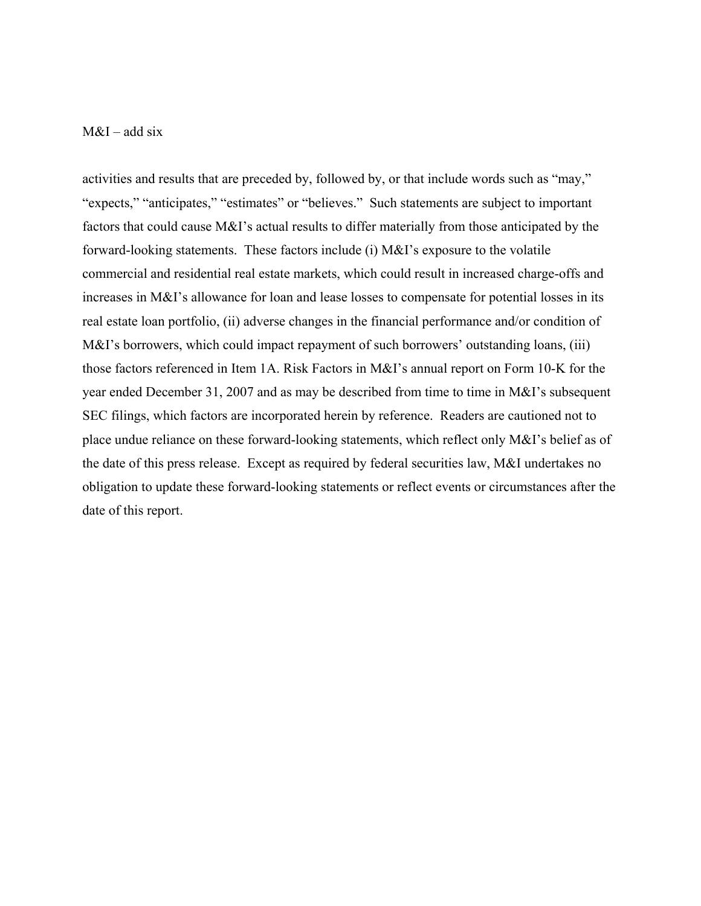activities and results that are preceded by, followed by, or that include words such as "may," "expects," "anticipates," "estimates" or "believes." Such statements are subject to important factors that could cause M&I's actual results to differ materially from those anticipated by the forward-looking statements. These factors include (i) M&I's exposure to the volatile commercial and residential real estate markets, which could result in increased charge-offs and increases in M&I's allowance for loan and lease losses to compensate for potential losses in its real estate loan portfolio, (ii) adverse changes in the financial performance and/or condition of M&I's borrowers, which could impact repayment of such borrowers' outstanding loans, (iii) those factors referenced in Item 1A. Risk Factors in M&I's annual report on Form 10-K for the year ended December 31, 2007 and as may be described from time to time in M&I's subsequent SEC filings, which factors are incorporated herein by reference. Readers are cautioned not to place undue reliance on these forward-looking statements, which reflect only M&I's belief as of the date of this press release. Except as required by federal securities law, M&I undertakes no obligation to update these forward-looking statements or reflect events or circumstances after the date of this report.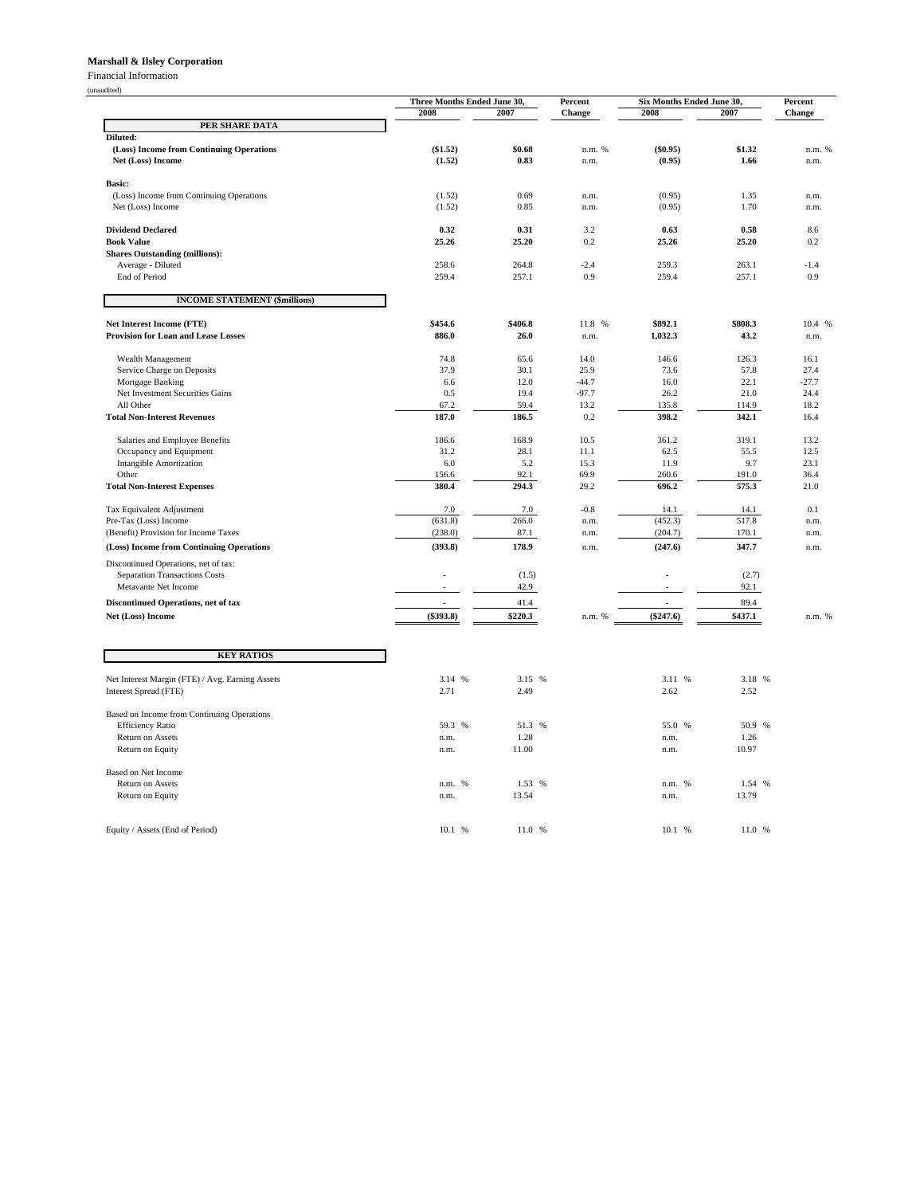**Marshall & Ilsley Corporation**

Financial Information

(unaudited)

| | Three Months Ended June 30, | | Percent | Six Months Ended June 30, | | Percent |
|---|---|---|---|---|---|---|
| | 2008 | 2007 | Change | 2008 | 2007 | Change |
| **PER SHARE DATA** | | | | | | |
| **Diluted:** | | | | | | |
| **(Loss) Income from Continuing Operations** | **($1.52)** | **$0.68** | n.m. % | **($0.95)** | **$1.32** | n.m. % |
| **Net (Loss) Income** | **(1.52)** | **0.83** | n.m. | **(0.95)** | **1.66** | n.m. |
| **Basic:** | | | | | | |
| (Loss) Income from Continuing Operations | (1.52) | 0.69 | n.m. | (0.95) | 1.35 | n.m. |
| Net (Loss) Income | (1.52) | 0.85 | n.m. | (0.95) | 1.70 | n.m. |
| **Dividend Declared** | **0.32** | **0.31** | 3.2 | **0.63** | **0.58** | 8.6 |
| **Book Value** | **25.26** | **25.20** | 0.2 | **25.26** | **25.20** | 0.2 |
| **Shares Outstanding (millions):** | | | | | | |
| Average - Diluted | 258.6 | 264.8 | -2.4 | 259.3 | 263.1 | -1.4 |
| End of Period | 259.4 | 257.1 | 0.9 | 259.4 | 257.1 | 0.9 |
| **INCOME STATEMENT ($millions)** | | | | | | |
| **Net Interest Income (FTE)** | **$454.6** | **$406.8** | 11.8 % | **$892.1** | **$808.3** | 10.4 % |
| **Provision for Loan and Lease Losses** | **886.0** | **26.0** | n.m. | **1,032.3** | **43.2** | n.m. |
| Wealth Management | 74.8 | 65.6 | 14.0 | 146.6 | 126.3 | 16.1 |
| Service Charge on Deposits | 37.9 | 30.1 | 25.9 | 73.6 | 57.8 | 27.4 |
| Mortgage Banking | 6.6 | 12.0 | -44.7 | 16.0 | 22.1 | -27.7 |
| Net Investment Securities Gains | 0.5 | 19.4 | -97.7 | 26.2 | 21.0 | 24.4 |
| All Other | 67.2 | 59.4 | 13.2 | 135.8 | 114.9 | 18.2 |
| **Total Non-Interest Revenues** | **187.0** | **186.5** | 0.2 | **398.2** | **342.1** | 16.4 |
| Salaries and Employee Benefits | 186.6 | 168.9 | 10.5 | 361.2 | 319.1 | 13.2 |
| Occupancy and Equipment | 31.2 | 28.1 | 11.1 | 62.5 | 55.5 | 12.5 |
| Intangible Amortization | 6.0 | 5.2 | 15.3 | 11.9 | 9.7 | 23.1 |
| Other | 156.6 | 92.1 | 69.9 | 260.6 | 191.0 | 36.4 |
| **Total Non-Interest Expenses** | **380.4** | **294.3** | 29.2 | **696.2** | **575.3** | 21.0 |
| Tax Equivalent Adjustment | 7.0 | 7.0 | -0.8 | 14.1 | 14.1 | 0.1 |
| Pre-Tax (Loss) Income | (631.8) | 266.0 | n.m. | (452.3) | 517.8 | n.m. |
| (Benefit) Provision for Income Taxes | (238.0) | 87.1 | n.m. | (204.7) | 170.1 | n.m. |
| **(Loss) Income from Continuing Operations** | **(393.8)** | **178.9** | n.m. | **(247.6)** | **347.7** | n.m. |
| Discontinued Operations, net of tax: | | | | | | |
| Separation Transactions Costs | - | (1.5) | | - | (2.7) | |
| Metavante Net Income | - | 42.9 | | - | 92.1 | |
| **Discontinued Operations, net of tax** | - | **41.4** | | - | **89.4** | |
| **Net (Loss) Income** | **($393.8)** | **$220.3** | n.m. % | **($247.6)** | **$437.1** | n.m. % |
| **KEY RATIOS** | | | | | | |
| Net Interest Margin (FTE) / Avg. Earning Assets | 3.14 % | 3.15 % | | 3.11 % | 3.18 % | |
| Interest Spread (FTE) | 2.71 | 2.49 | | 2.62 | 2.52 | |
| Based on Income from Continuing Operations | | | | | | |
| Efficiency Ratio | 59.3 % | 51.3 % | | 55.0 % | 50.9 % | |
| Return on Assets | n.m. | 1.28 | | n.m. | 1.26 | |
| Return on Equity | n.m. | 11.00 | | n.m. | 10.97 | |
| Based on Net Income | | | | | | |
| Return on Assets | n.m. % | 1.53 % | | n.m. % | 1.54 % | |
| Return on Equity | n.m. | 13.54 | | n.m. | 13.79 | |
| Equity / Assets (End of Period) | 10.1 % | 11.0 % | | 10.1 % | 11.0 % | |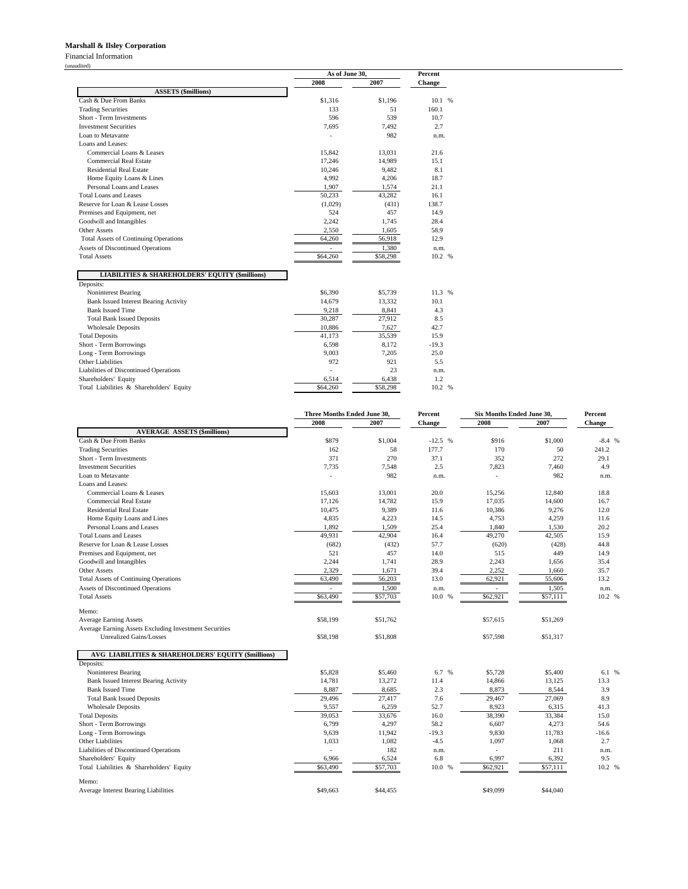**Marshall & Ilsley Corporation**

Financial Information

(unaudited)

| | As of June 30, | | Percent |
|---|---|---|---|
| | 2008 | 2007 | Change |
| **ASSETS ($millions)** | | | |
| Cash & Due From Banks | $1,316 | $1,196 | 10.1 % |
| Trading Securities | 133 | 51 | 160.1 |
| Short - Term Investments | 596 | 539 | 10.7 |
| Investment Securities | 7,695 | 7,492 | 2.7 |
| Loan to Metavante | - | 982 | n.m. |
| Loans and Leases: | | | |
| Commercial Loans & Leases | 15,842 | 13,031 | 21.6 |
| Commercial Real Estate | 17,246 | 14,989 | 15.1 |
| Residential Real Estate | 10,246 | 9,482 | 8.1 |
| Home Equity Loans & Lines | 4,992 | 4,206 | 18.7 |
| Personal Loans and Leases | 1,907 | 1,574 | 21.1 |
| Total Loans and Leases | 50,233 | 43,282 | 16.1 |
| Reserve for Loan & Lease Losses | (1,029) | (431) | 138.7 |
| Premises and Equipment, net | 524 | 457 | 14.9 |
| Goodwill and Intangibles | 2,242 | 1,745 | 28.4 |
| Other Assets | 2,550 | 1,605 | 58.9 |
| Total Assets of Continuing Operations | 64,260 | 56,918 | 12.9 |
| Assets of Discontinued Operations | - | 1,380 | n.m. |
| Total Assets | $64,260 | $58,298 | 10.2 % |
| **LIABILITIES & SHAREHOLDERS' EQUITY ($millions)** | | | |
| Deposits: | | | |
| Noninterest Bearing | $6,390 | $5,739 | 11.3 % |
| Bank Issued Interest Bearing Activity | 14,679 | 13,332 | 10.1 |
| Bank Issued Time | 9,218 | 8,841 | 4.3 |
| Total Bank Issued Deposits | 30,287 | 27,912 | 8.5 |
| Wholesale Deposits | 10,886 | 7,627 | 42.7 |
| Total Deposits | 41,173 | 35,539 | 15.9 |
| Short - Term Borrowings | 6,598 | 8,172 | -19.3 |
| Long - Term Borrowings | 9,003 | 7,205 | 25.0 |
| Other Liabilities | 972 | 921 | 5.5 |
| Liabilities of Discontinued Operations | - | 23 | n.m. |
| Shareholders' Equity | 6,514 | 6,438 | 1.2 |
| Total Liabilities & Shareholders' Equity | $64,260 | $58,298 | 10.2 % |

| | Three Months Ended June 30, | | Percent | Six Months Ended June 30, | | Percent |
|---|---|---|---|---|---|---|
| | 2008 | 2007 | Change | 2008 | 2007 | Change |
| **AVERAGE ASSETS ($millions)** | | | | | | |
| Cash & Due From Banks | $879 | $1,004 | -12.5 % | $916 | $1,000 | -8.4 % |
| Trading Securities | 162 | 58 | 177.7 | 170 | 50 | 241.2 |
| Short - Term Investments | 371 | 270 | 37.1 | 352 | 272 | 29.1 |
| Investment Securities | 7,735 | 7,548 | 2.5 | 7,823 | 7,460 | 4.9 |
| Loan to Metavante | - | 982 | n.m. | - | 982 | n.m. |
| Loans and Leases: | | | | | | |
| Commercial Loans & Leases | 15,603 | 13,001 | 20.0 | 15,256 | 12,840 | 18.8 |
| Commercial Real Estate | 17,126 | 14,782 | 15.9 | 17,035 | 14,600 | 16.7 |
| Residential Real Estate | 10,475 | 9,389 | 11.6 | 10,386 | 9,276 | 12.0 |
| Home Equity Loans and Lines | 4,835 | 4,223 | 14.5 | 4,753 | 4,259 | 11.6 |
| Personal Loans and Leases | 1,892 | 1,509 | 25.4 | 1,840 | 1,530 | 20.2 |
| Total Loans and Leases | 49,931 | 42,904 | 16.4 | 49,270 | 42,505 | 15.9 |
| Reserve for Loan & Lease Losses | (682) | (432) | 57.7 | (620) | (428) | 44.8 |
| Premises and Equipment, net | 521 | 457 | 14.0 | 515 | 449 | 14.9 |
| Goodwill and Intangibles | 2,244 | 1,741 | 28.9 | 2,243 | 1,656 | 35.4 |
| Other Assets | 2,329 | 1,671 | 39.4 | 2,252 | 1,660 | 35.7 |
| Total Assets of Continuing Operations | 63,490 | 56,203 | 13.0 | 62,921 | 55,606 | 13.2 |
| Assets of Discontinued Operations | - | 1,500 | n.m. | - | 1,505 | n.m. |
| Total Assets | $63,490 | $57,703 | 10.0 % | $62,921 | $57,111 | 10.2 % |
| Memo: | | | | | | |
| Average Earning Assets | $58,199 | $51,762 | | $57,615 | $51,269 | |
| Average Earning Assets Excluding Investment Securities Unrealized Gains/Losses | $58,198 | $51,808 | | $57,598 | $51,317 | |
| **AVG LIABILITIES & SHAREHOLDERS' EQUITY ($millions)** | | | | | | |
| Deposits: | | | | | | |
| Noninterest Bearing | $5,828 | $5,460 | 6.7 % | $5,728 | $5,400 | 6.1 % |
| Bank Issued Interest Bearing Activity | 14,781 | 13,272 | 11.4 | 14,866 | 13,125 | 13.3 |
| Bank Issued Time | 8,887 | 8,685 | 2.3 | 8,873 | 8,544 | 3.9 |
| Total Bank Issued Deposits | 29,496 | 27,417 | 7.6 | 29,467 | 27,069 | 8.9 |
| Wholesale Deposits | 9,557 | 6,259 | 52.7 | 8,923 | 6,315 | 41.3 |
| Total Deposits | 39,053 | 33,676 | 16.0 | 38,390 | 33,384 | 15.0 |
| Short - Term Borrowings | 6,799 | 4,297 | 58.2 | 6,607 | 4,273 | 54.6 |
| Long - Term Borrowings | 9,639 | 11,942 | -19.3 | 9,830 | 11,783 | -16.6 |
| Other Liabilities | 1,033 | 1,082 | -4.5 | 1,097 | 1,068 | 2.7 |
| Liabilities of Discontinued Operations | - | 182 | n.m. | - | 211 | n.m. |
| Shareholders' Equity | 6,966 | 6,524 | 6.8 | 6,997 | 6,392 | 9.5 |
| Total Liabilities & Shareholders' Equity | $63,490 | $57,703 | 10.0 % | $62,921 | $57,111 | 10.2 % |
| Memo: | | | | | | |
| Average Interest Bearing Liabilities | $49,663 | $44,455 | | $49,099 | $44,040 | |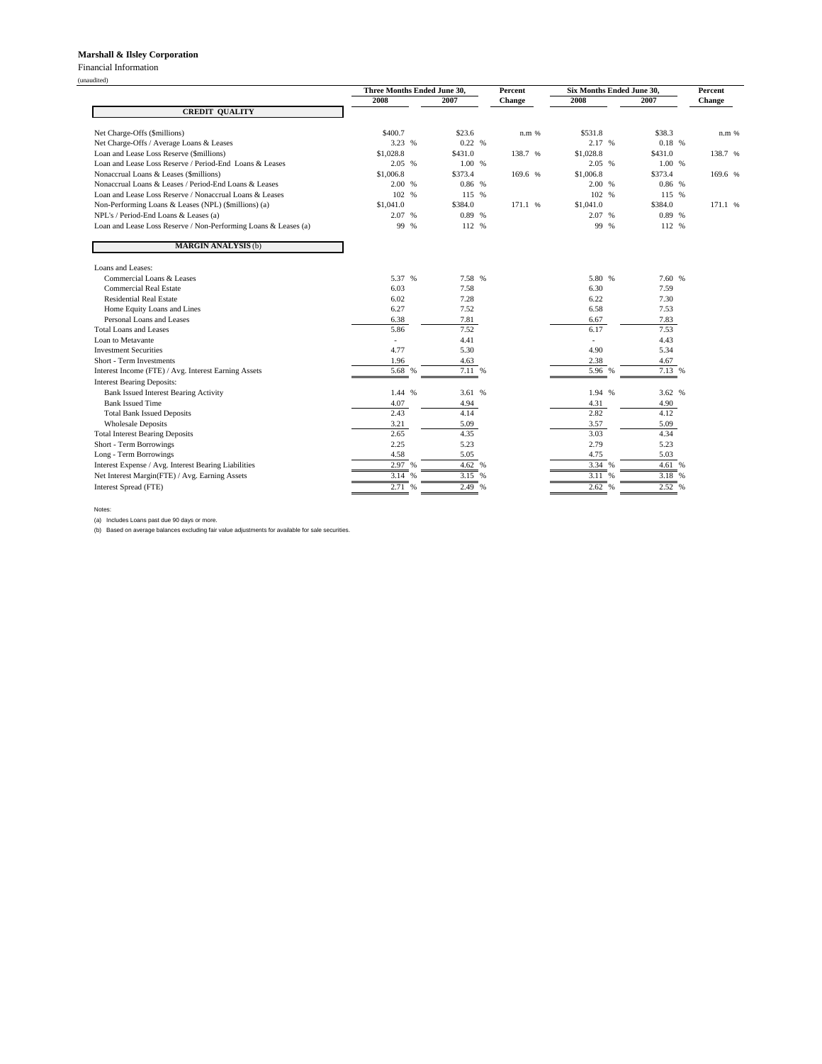**Marshall & Ilsley Corporation**

Financial Information

(unaudited)

| | Three Months Ended June 30, 2008 | Three Months Ended June 30, 2007 | Percent Change | Six Months Ended June 30, 2008 | Six Months Ended June 30, 2007 | Percent Change |
|---|---|---|---|---|---|---|
| **CREDIT QUALITY** | | | | | | |
| Net Charge-Offs ($millions) | $400.7 | $23.6 | n.m % | $531.8 | $38.3 | n.m % |
| Net Charge-Offs / Average Loans & Leases | 3.23 % | 0.22 % | | 2.17 % | 0.18 % | |
| Loan and Lease Loss Reserve ($millions) | $1,028.8 | $431.0 | 138.7 % | $1,028.8 | $431.0 | 138.7 % |
| Loan and Lease Loss Reserve / Period-End Loans & Leases | 2.05 % | 1.00 % | | 2.05 % | 1.00 % | |
| Nonaccrual Loans & Leases ($millions) | $1,006.8 | $373.4 | 169.6 % | $1,006.8 | $373.4 | 169.6 % |
| Nonaccrual Loans & Leases / Period-End Loans & Leases | 2.00 % | 0.86 % | | 2.00 % | 0.86 % | |
| Loan and Lease Loss Reserve / Nonaccrual Loans & Leases | 102 % | 115 % | | 102 % | 115 % | |
| Non-Performing Loans & Leases (NPL) ($millions) (a) | $1,041.0 | $384.0 | 171.1 % | $1,041.0 | $384.0 | 171.1 % |
| NPL's / Period-End Loans & Leases (a) | 2.07 % | 0.89 % | | 2.07 % | 0.89 % | |
| Loan and Lease Loss Reserve / Non-Performing Loans & Leases (a) | 99 % | 112 % | | 99 % | 112 % | |
| **MARGIN ANALYSIS** (b) | | | | | | |
| Loans and Leases: | | | | | | |
| Commercial Loans & Leases | 5.37 % | 7.58 % | | 5.80 % | 7.60 % | |
| Commercial Real Estate | 6.03 | 7.58 | | 6.30 | 7.59 | |
| Residential Real Estate | 6.02 | 7.28 | | 6.22 | 7.30 | |
| Home Equity Loans and Lines | 6.27 | 7.52 | | 6.58 | 7.53 | |
| Personal Loans and Leases | 6.38 | 7.81 | | 6.67 | 7.83 | |
| Total Loans and Leases | 5.86 | 7.52 | | 6.17 | 7.53 | |
| Loan to Metavante | - | 4.41 | | - | 4.43 | |
| Investment Securities | 4.77 | 5.30 | | 4.90 | 5.34 | |
| Short - Term Investments | 1.96 | 4.63 | | 2.38 | 4.67 | |
| Interest Income (FTE) / Avg. Interest Earning Assets | 5.68 % | 7.11 % | | 5.96 % | 7.13 % | |
| Interest Bearing Deposits: | | | | | | |
| Bank Issued Interest Bearing Activity | 1.44 % | 3.61 % | | 1.94 % | 3.62 % | |
| Bank Issued Time | 4.07 | 4.94 | | 4.31 | 4.90 | |
| Total Bank Issued Deposits | 2.43 | 4.14 | | 2.82 | 4.12 | |
| Wholesale Deposits | 3.21 | 5.09 | | 3.57 | 5.09 | |
| Total Interest Bearing Deposits | 2.65 | 4.35 | | 3.03 | 4.34 | |
| Short - Term Borrowings | 2.25 | 5.23 | | 2.79 | 5.23 | |
| Long - Term Borrowings | 4.58 | 5.05 | | 4.75 | 5.03 | |
| Interest Expense / Avg. Interest Bearing Liabilities | 2.97 % | 4.62 % | | 3.34 % | 4.61 % | |
| Net Interest Margin(FTE) / Avg. Earning Assets | 3.14 % | 3.15 % | | 3.11 % | 3.18 % | |
| Interest Spread (FTE) | 2.71 % | 2.49 % | | 2.62 % | 2.52 % | |

Notes:

(a) Includes Loans past due 90 days or more.

(b) Based on average balances excluding fair value adjustments for available for sale securities.